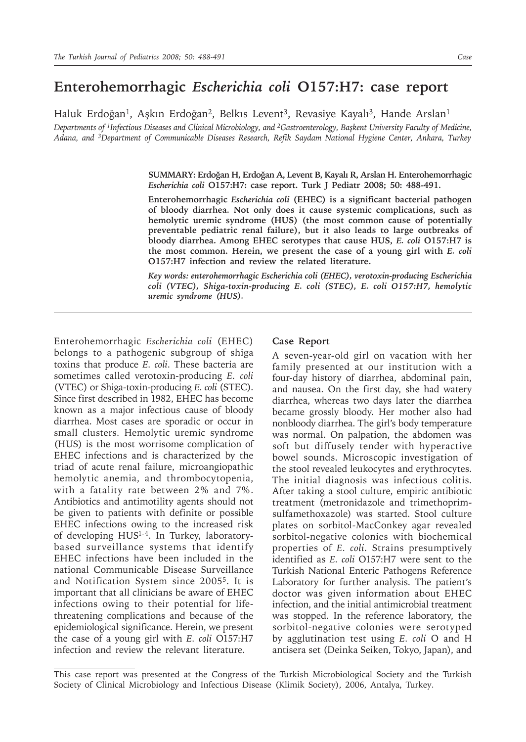# Enterohemorrhagic *Escherichia coli* O157:H7: case report

Haluk Erdoğan[1], Aşkın Erdoğan[2], Belkıs Levent[3], Revasiye Kayalı[3], Hande Arslan[1]

*Departments of [1]Infectious Diseases and Clinical Microbiology, and [2]Gastroenterology, Başkent University Faculty of Medicine, Adana, and [3]Department of Communicable Diseases Research, Refik Saydam National Hygiene Center, Ankara, Turkey*

**SUMMARY: Erdoğan H, Erdoğan A, Levent B, Kayalı R, Arslan H. Enterohemorrhagic *Escherichia coli* O157:H7: case report. Turk J Pediatr 2008; 50: 488-491.**

**Enterohemorrhagic *Escherichia coli* (EHEC) is a significant bacterial pathogen of bloody diarrhea. Not only does it cause systemic complications, such as hemolytic uremic syndrome (HUS) (the most common cause of potentially preventable pediatric renal failure), but it also leads to large outbreaks of bloody diarrhea. Among EHEC serotypes that cause HUS, *E. coli* O157:H7 is the most common. Herein, we present the case of a young girl with *E. coli* O157:H7 infection and review the related literature.**

***Key words:* *enterohemorrhagic Escherichia coli (EHEC), verotoxin-producing Escherichia coli (VTEC), Shiga-toxin-producing E. coli (STEC), E. coli O157:H7, hemolytic uremic syndrome (HUS).***

---

Enterohemorrhagic *Escherichia coli* (EHEC) belongs to a pathogenic subgroup of shiga toxins that produce *E. coli*. These bacteria are sometimes called verotoxin-producing *E. coli* (VTEC) or Shiga-toxin-producing *E. coli* (STEC). Since first described in 1982, EHEC has become known as a major infectious cause of bloody diarrhea. Most cases are sporadic or occur in small clusters. Hemolytic uremic syndrome (HUS) is the most worrisome complication of EHEC infections and is characterized by the triad of acute renal failure, microangiopathic hemolytic anemia, and thrombocytopenia, with a fatality rate between 2% and 7%. Antibiotics and antimotility agents should not be given to patients with definite or possible EHEC infections owing to the increased risk of developing HUS[1-4]. In Turkey, laboratory-based surveillance systems that identify EHEC infections have been included in the national Communicable Disease Surveillance and Notification System since 2005[5]. It is important that all clinicians be aware of EHEC infections owing to their potential for life-threatening complications and because of the epidemiological significance. Herein, we present the case of a young girl with *E. coli* O157:H7 infection and review the relevant literature.

## Case Report

A seven-year-old girl on vacation with her family presented at our institution with a four-day history of diarrhea, abdominal pain, and nausea. On the first day, she had watery diarrhea, whereas two days later the diarrhea became grossly bloody. Her mother also had nonbloody diarrhea. The girl's body temperature was normal. On palpation, the abdomen was soft but diffusely tender with hyperactive bowel sounds. Microscopic investigation of the stool revealed leukocytes and erythrocytes. The initial diagnosis was infectious colitis. After taking a stool culture, empiric antibiotic treatment (metronidazole and trimethoprim-sulfamethoxazole) was started. Stool culture plates on sorbitol-MacConkey agar revealed sorbitol-negative colonies with biochemical properties of *E. coli*. Strains presumptively identified as *E. coli* O157:H7 were sent to the Turkish National Enteric Pathogens Reference Laboratory for further analysis. The patient's doctor was given information about EHEC infection, and the initial antimicrobial treatment was stopped. In the reference laboratory, the sorbitol-negative colonies were serotyped by agglutination test using *E. coli* O and H antisera set (Deinka Seiken, Tokyo, Japan), and

---

This case report was presented at the Congress of the Turkish Microbiological Society and the Turkish Society of Clinical Microbiology and Infectious Disease (Klimik Society), 2006, Antalya, Turkey.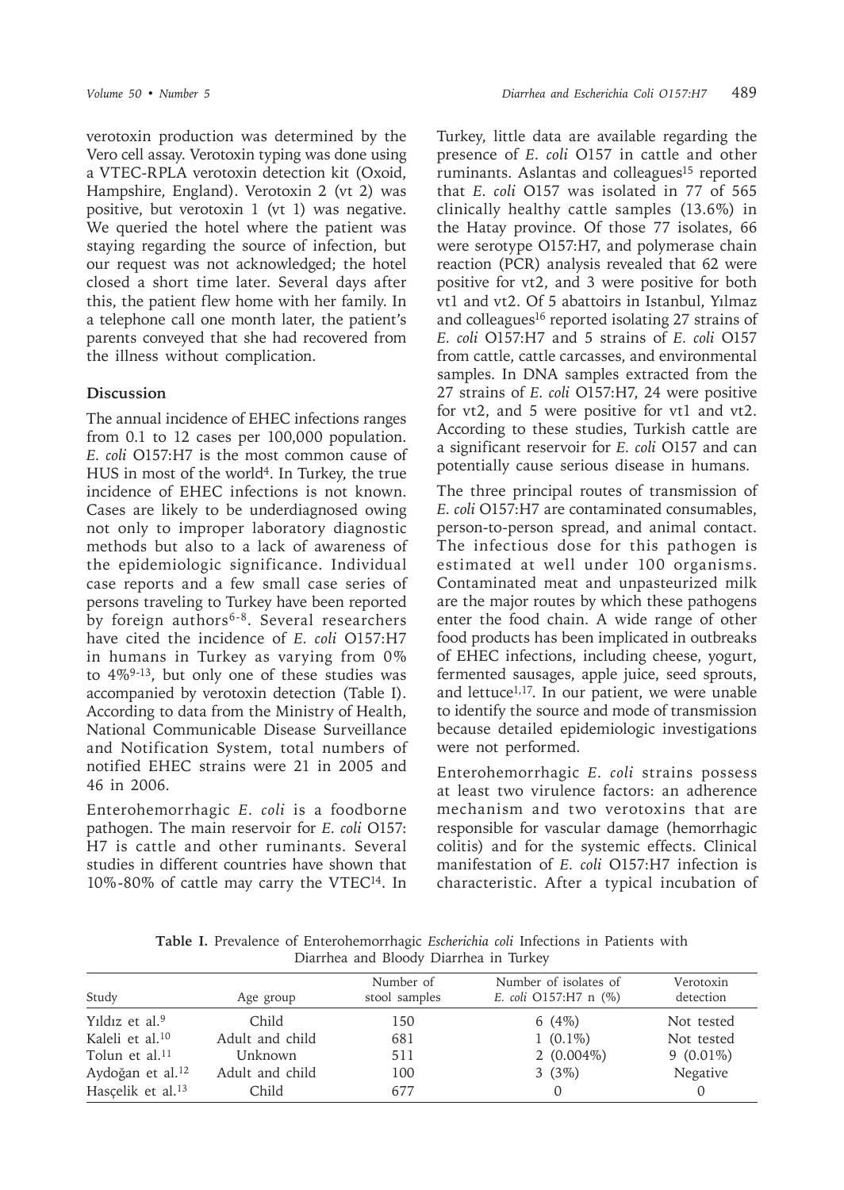verotoxin production was determined by the Vero cell assay. Verotoxin typing was done using a VTEC-RPLA verotoxin detection kit (Oxoid, Hampshire, England). Verotoxin 2 (vt 2) was positive, but verotoxin 1 (vt 1) was negative. We queried the hotel where the patient was staying regarding the source of infection, but our request was not acknowledged; the hotel closed a short time later. Several days after this, the patient flew home with her family. In a telephone call one month later, the patient's parents conveyed that she had recovered from the illness without complication.

## Discussion

The annual incidence of EHEC infections ranges from 0.1 to 12 cases per 100,000 population. *E. coli* O157:H7 is the most common cause of HUS in most of the world[4]. In Turkey, the true incidence of EHEC infections is not known. Cases are likely to be underdiagnosed owing not only to improper laboratory diagnostic methods but also to a lack of awareness of the epidemiologic significance. Individual case reports and a few small case series of persons traveling to Turkey have been reported by foreign authors[6-8]. Several researchers have cited the incidence of *E. coli* O157:H7 in humans in Turkey as varying from 0% to 4%[9-13], but only one of these studies was accompanied by verotoxin detection (Table I). According to data from the Ministry of Health, National Communicable Disease Surveillance and Notification System, total numbers of notified EHEC strains were 21 in 2005 and 46 in 2006.

Enterohemorrhagic *E. coli* is a foodborne pathogen. The main reservoir for *E. coli* O157:H7 is cattle and other ruminants. Several studies in different countries have shown that 10%-80% of cattle may carry the VTEC[14]. In Turkey, little data are available regarding the presence of *E. coli* O157 in cattle and other ruminants. Aslantas and colleagues[15] reported that *E. coli* O157 was isolated in 77 of 565 clinically healthy cattle samples (13.6%) in the Hatay province. Of those 77 isolates, 66 were serotype O157:H7, and polymerase chain reaction (PCR) analysis revealed that 62 were positive for vt2, and 3 were positive for both vt1 and vt2. Of 5 abattoirs in Istanbul, Yılmaz and colleagues[16] reported isolating 27 strains of *E. coli* O157:H7 and 5 strains of *E. coli* O157 from cattle, cattle carcasses, and environmental samples. In DNA samples extracted from the 27 strains of *E. coli* O157:H7, 24 were positive for vt2, and 5 were positive for vt1 and vt2. According to these studies, Turkish cattle are a significant reservoir for *E. coli* O157 and can potentially cause serious disease in humans.

The three principal routes of transmission of *E. coli* O157:H7 are contaminated consumables, person-to-person spread, and animal contact. The infectious dose for this pathogen is estimated at well under 100 organisms. Contaminated meat and unpasteurized milk are the major routes by which these pathogens enter the food chain. A wide range of other food products has been implicated in outbreaks of EHEC infections, including cheese, yogurt, fermented sausages, apple juice, seed sprouts, and lettuce[1,17]. In our patient, we were unable to identify the source and mode of transmission because detailed epidemiologic investigations were not performed.

Enterohemorrhagic *E. coli* strains possess at least two virulence factors: an adherence mechanism and two verotoxins that are responsible for vascular damage (hemorrhagic colitis) and for the systemic effects. Clinical manifestation of *E. coli* O157:H7 infection is characteristic. After a typical incubation of

**Table I.** Prevalence of Enterohemorrhagic *Escherichia coli* Infections in Patients with Diarrhea and Bloody Diarrhea in Turkey

| Study | Age group | Number of stool samples | Number of isolates of *E. coli* O157:H7 n (%) | Verotoxin detection |
|---|---|---|---|---|
| Yıldız et al.[9] | Child | 150 | 6 (4%) | Not tested |
| Kaleli et al.[10] | Adult and child | 681 | 1 (0.1%) | Not tested |
| Tolun et al.[11] | Unknown | 511 | 2 (0.004%) | 9 (0.01%) |
| Aydoğan et al.[12] | Adult and child | 100 | 3 (3%) | Negative |
| Hasçelik et al.[13] | Child | 677 | 0 | 0 |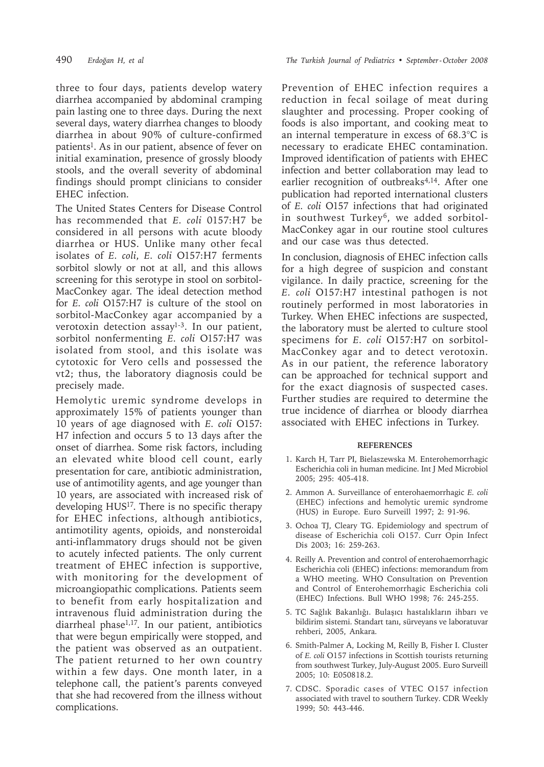three to four days, patients develop watery diarrhea accompanied by abdominal cramping pain lasting one to three days. During the next several days, watery diarrhea changes to bloody diarrhea in about 90% of culture-confirmed patients[1]. As in our patient, absence of fever on initial examination, presence of grossly bloody stools, and the overall severity of abdominal findings should prompt clinicians to consider EHEC infection.

The United States Centers for Disease Control has recommended that *E. coli* 0157:H7 be considered in all persons with acute bloody diarrhea or HUS. Unlike many other fecal isolates of *E. coli*, *E. coli* O157:H7 ferments sorbitol slowly or not at all, and this allows screening for this serotype in stool on sorbitol-MacConkey agar. The ideal detection method for *E. coli* O157:H7 is culture of the stool on sorbitol-MacConkey agar accompanied by a verotoxin detection assay[1-3]. In our patient, sorbitol nonfermenting *E. coli* O157:H7 was isolated from stool, and this isolate was cytotoxic for Vero cells and possessed the vt2; thus, the laboratory diagnosis could be precisely made.

Hemolytic uremic syndrome develops in approximately 15% of patients younger than 10 years of age diagnosed with *E. coli* O157:H7 infection and occurs 5 to 13 days after the onset of diarrhea. Some risk factors, including an elevated white blood cell count, early presentation for care, antibiotic administration, use of antimotility agents, and age younger than 10 years, are associated with increased risk of developing HUS[17]. There is no specific therapy for EHEC infections, although antibiotics, antimotility agents, opioids, and nonsteroidal anti-inflammatory drugs should not be given to acutely infected patients. The only current treatment of EHEC infection is supportive, with monitoring for the development of microangiopathic complications. Patients seem to benefit from early hospitalization and intravenous fluid administration during the diarrheal phase[1,17]. In our patient, antibiotics that were begun empirically were stopped, and the patient was observed as an outpatient. The patient returned to her own country within a few days. One month later, in a telephone call, the patient's parents conveyed that she had recovered from the illness without complications.

Prevention of EHEC infection requires a reduction in fecal soilage of meat during slaughter and processing. Proper cooking of foods is also important, and cooking meat to an internal temperature in excess of 68.3°C is necessary to eradicate EHEC contamination. Improved identification of patients with EHEC infection and better collaboration may lead to earlier recognition of outbreaks[4,14]. After one publication had reported international clusters of *E. coli* O157 infections that had originated in southwest Turkey[6], we added sorbitol-MacConkey agar in our routine stool cultures and our case was thus detected.

In conclusion, diagnosis of EHEC infection calls for a high degree of suspicion and constant vigilance. In daily practice, screening for the *E. coli* O157:H7 intestinal pathogen is not routinely performed in most laboratories in Turkey. When EHEC infections are suspected, the laboratory must be alerted to culture stool specimens for *E. coli* O157:H7 on sorbitol-MacConkey agar and to detect verotoxin. As in our patient, the reference laboratory can be approached for technical support and for the exact diagnosis of suspected cases. Further studies are required to determine the true incidence of diarrhea or bloody diarrhea associated with EHEC infections in Turkey.

## REFERENCES

1. Karch H, Tarr PI, Bielaszewska M. Enterohemorrhagic Escherichia coli in human medicine. Int J Med Microbiol 2005; 295: 405-418.
2. Ammon A. Surveillance of enterohaemorrhagic *E. coli* (EHEC) infections and hemolytic uremic syndrome (HUS) in Europe. Euro Surveill 1997; 2: 91-96.
3. Ochoa TJ, Cleary TG. Epidemiology and spectrum of disease of Escherichia coli O157. Curr Opin Infect Dis 2003; 16: 259-263.
4. Reilly A. Prevention and control of enterohaemorrhagic Escherichia coli (EHEC) infections: memorandum from a WHO meeting. WHO Consultation on Prevention and Control of Enterohemorrhagic Escherichia coli (EHEC) Infections. Bull WHO 1998; 76: 245-255.
5. TC Sağlık Bakanlığı. Bulaşıcı hastalıkların ihbarı ve bildirim sistemi. Standart tanı, sürveyans ve laboratuvar rehberi, 2005, Ankara.
6. Smith-Palmer A, Locking M, Reilly B, Fisher I. Cluster of *E. coli* O157 infections in Scottish tourists returning from southwest Turkey, July-August 2005. Euro Surveill 2005; 10: E050818.2.
7. CDSC. Sporadic cases of VTEC O157 infection associated with travel to southern Turkey. CDR Weekly 1999; 50: 443-446.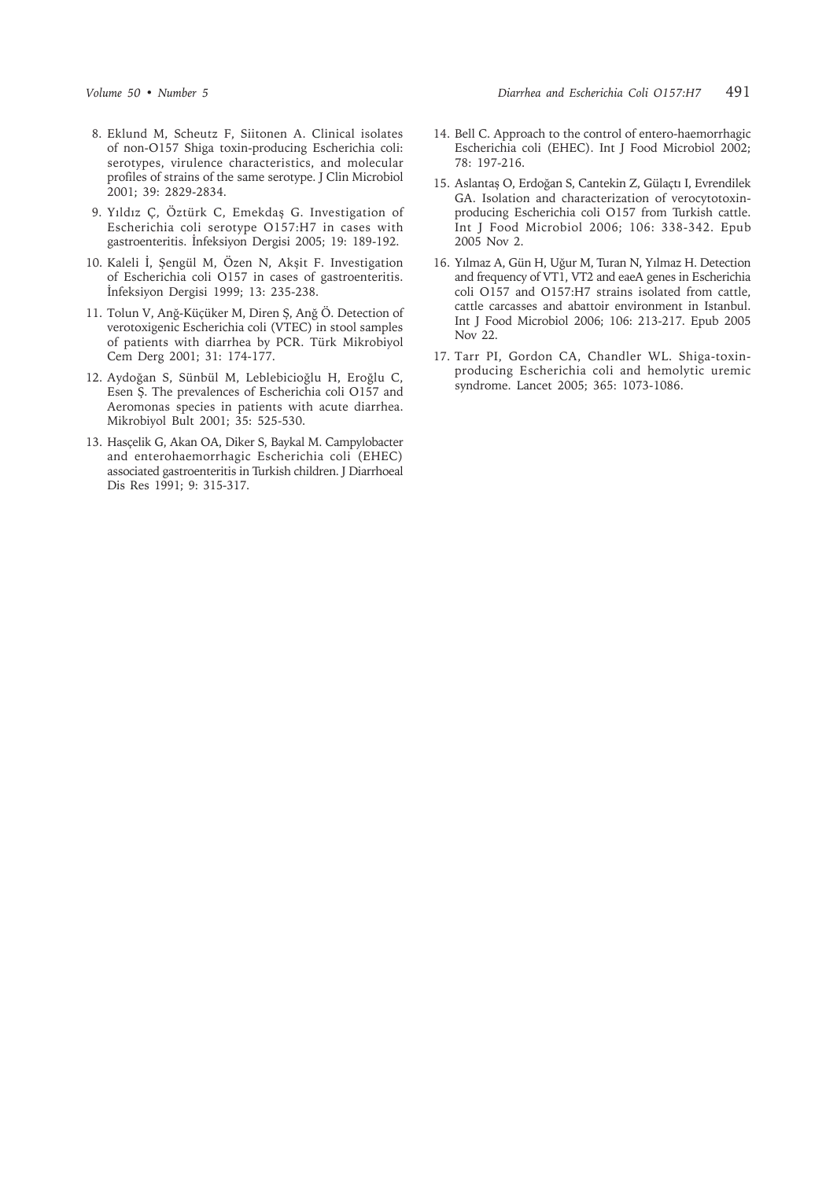8. Eklund M, Scheutz F, Siitonen A. Clinical isolates of non-O157 Shiga toxin-producing Escherichia coli: serotypes, virulence characteristics, and molecular profiles of strains of the same serotype. J Clin Microbiol 2001; 39: 2829-2834.
9. Yıldız Ç, Öztürk C, Emekdaş G. Investigation of Escherichia coli serotype O157:H7 in cases with gastroenteritis. İnfeksiyon Dergisi 2005; 19: 189-192.
10. Kaleli İ, Şengül M, Özen N, Akşit F. Investigation of Escherichia coli O157 in cases of gastroenteritis. İnfeksiyon Dergisi 1999; 13: 235-238.
11. Tolun V, Anğ-Küçüker M, Diren Ş, Anğ Ö. Detection of verotoxigenic Escherichia coli (VTEC) in stool samples of patients with diarrhea by PCR. Türk Mikrobiyol Cem Derg 2001; 31: 174-177.
12. Aydoğan S, Sünbül M, Leblebicioğlu H, Eroğlu C, Esen Ş. The prevalences of Escherichia coli O157 and Aeromonas species in patients with acute diarrhea. Mikrobiyol Bult 2001; 35: 525-530.
13. Hasçelik G, Akan OA, Diker S, Baykal M. Campylobacter and enterohaemorrhagic Escherichia coli (EHEC) associated gastroenteritis in Turkish children. J Diarrhoeal Dis Res 1991; 9: 315-317.
14. Bell C. Approach to the control of entero-haemorrhagic Escherichia coli (EHEC). Int J Food Microbiol 2002; 78: 197-216.
15. Aslantaş O, Erdoğan S, Cantekin Z, Gülaçtı I, Evrendilek GA. Isolation and characterization of verocytotoxin-producing Escherichia coli O157 from Turkish cattle. Int J Food Microbiol 2006; 106: 338-342. Epub 2005 Nov 2.
16. Yılmaz A, Gün H, Uğur M, Turan N, Yılmaz H. Detection and frequency of VT1, VT2 and eaeA genes in Escherichia coli O157 and O157:H7 strains isolated from cattle, cattle carcasses and abattoir environment in Istanbul. Int J Food Microbiol 2006; 106: 213-217. Epub 2005 Nov 22.
17. Tarr PI, Gordon CA, Chandler WL. Shiga-toxin-producing Escherichia coli and hemolytic uremic syndrome. Lancet 2005; 365: 1073-1086.